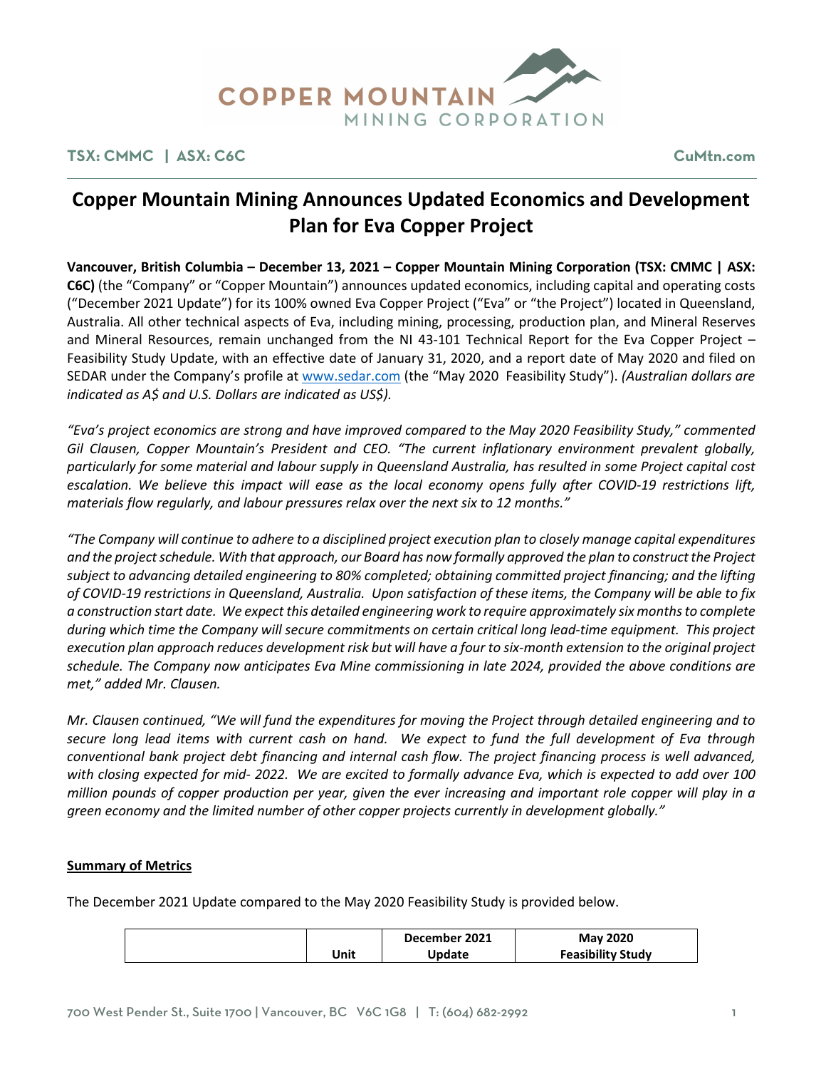# Copper Mountain Mining Announces Updated Economics and Development Plan for Eva Copper Project

**Vancouver, British Columbia – December 13, 2021 – Copper Mountain Mining Corporation (TSX: CMMC | ASX: C6C)** (the "Company" or "Copper Mountain") announces updated economics, including capital and operating costs ("December 2021 Update") for its 100% owned Eva Copper Project ("Eva" or "the Project") located in Queensland, Australia. All other technical aspects of Eva, including mining, processing, production plan, and Mineral Reserves and Mineral Resources, remain unchanged from the NI 43-101 Technical Report for the Eva Copper Project – Feasibility Study Update, with an effective date of January 31, 2020, and a report date of May 2020 and filed on SEDAR under the Company's profile at www.sedar.com (the "May 2020 Feasibility Study"). *(Australian dollars are indicated as A$ and U.S. Dollars are indicated as US$).*

*"Eva's project economics are strong and have improved compared to the May 2020 Feasibility Study," commented Gil Clausen, Copper Mountain's President and CEO. "The current inflationary environment prevalent globally, particularly for some material and labour supply in Queensland Australia, has resulted in some Project capital cost escalation. We believe this impact will ease as the local economy opens fully after COVID-19 restrictions lift, materials flow regularly, and labour pressures relax over the next six to 12 months."*

*"The Company will continue to adhere to a disciplined project execution plan to closely manage capital expenditures and the project schedule. With that approach, our Board has now formally approved the plan to construct the Project subject to advancing detailed engineering to 80% completed; obtaining committed project financing; and the lifting of COVID-19 restrictions in Queensland, Australia. Upon satisfaction of these items, the Company will be able to fix a construction start date. We expect this detailed engineering work to require approximately six months to complete during which time the Company will secure commitments on certain critical long lead-time equipment. This project execution plan approach reduces development risk but will have a four to six-month extension to the original project schedule. The Company now anticipates Eva Mine commissioning in late 2024, provided the above conditions are met," added Mr. Clausen.*

*Mr. Clausen continued, "We will fund the expenditures for moving the Project through detailed engineering and to secure long lead items with current cash on hand. We expect to fund the full development of Eva through conventional bank project debt financing and internal cash flow. The project financing process is well advanced, with closing expected for mid- 2022. We are excited to formally advance Eva, which is expected to add over 100 million pounds of copper production per year, given the ever increasing and important role copper will play in a green economy and the limited number of other copper projects currently in development globally."*

**Summary of Metrics**

The December 2021 Update compared to the May 2020 Feasibility Study is provided below.

| | Unit | December 2021 Update | May 2020 Feasibility Study |
|---|---|---|---|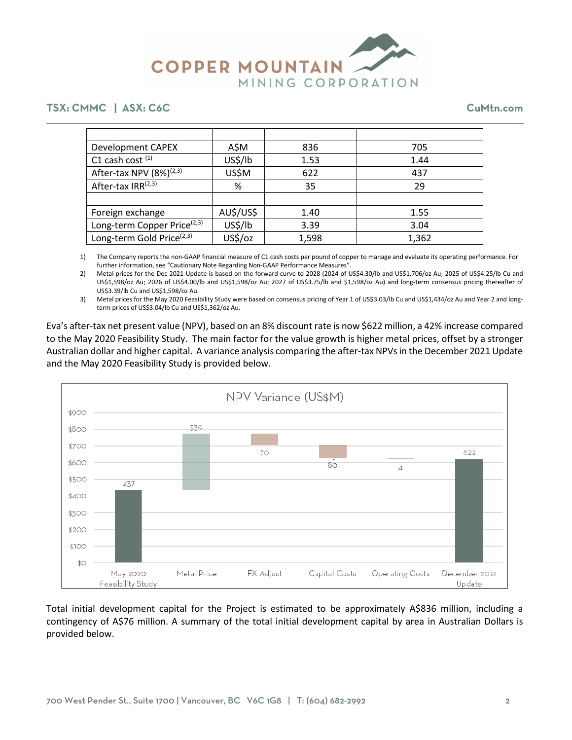| | | | |
|---|---|---|---|
| Development CAPEX | A$M | 836 | 705 |
| C1 cash cost [1] | US$/lb | 1.53 | 1.44 |
| After-tax NPV (8%)[2,3] | US$M | 622 | 437 |
| After-tax IRR[2,3] | % | 35 | 29 |
| | | | |
| Foreign exchange | AU$/US$ | 1.40 | 1.55 |
| Long-term Copper Price[2,3] | US$/lb | 3.39 | 3.04 |
| Long-term Gold Price[2,3] | US$/oz | 1,598 | 1,362 |

1) The Company reports the non-GAAP financial measure of C1 cash costs per pound of copper to manage and evaluate its operating performance. For further information, see "Cautionary Note Regarding Non-GAAP Performance Measures".
2) Metal prices for the Dec 2021 Update is based on the forward curve to 2028 (2024 of US$4.30/lb and US$1,706/oz Au; 2025 of US$4.25/lb Cu and US$1,598/oz Au; 2026 of US$4.00/lb and US$1,598/oz Au; 2027 of US$3.75/lb and $1,598/oz Au) and long-term consensus pricing thereafter of US$3.39/lb Cu and US$1,598/oz Au.
3) Metal prices for the May 2020 Feasibility Study were based on consensus pricing of Year 1 of US$3.03/lb Cu and US$1,434/oz Au and Year 2 and long-term prices of US$3.04/lb Cu and US$1,362/oz Au.

Eva's after-tax net present value (NPV), based on an 8% discount rate is now $622 million, a 42% increase compared to the May 2020 Feasibility Study. The main factor for the value growth is higher metal prices, offset by a stronger Australian dollar and higher capital. A variance analysis comparing the after-tax NPVs in the December 2021 Update and the May 2020 Feasibility Study is provided below.

NPV Variance (US$M)

| | May 2020 Feasibility Study | Metal Price | FX Adjust | Capital Costs | Operating Costs | December 2021 Update |
|---|---|---|---|---|---|---|
| US$M | 437 | 339 | 70 | 80 | 4 | 622 |

Total initial development capital for the Project is estimated to be approximately A$836 million, including a contingency of A$76 million. A summary of the total initial development capital by area in Australian Dollars is provided below.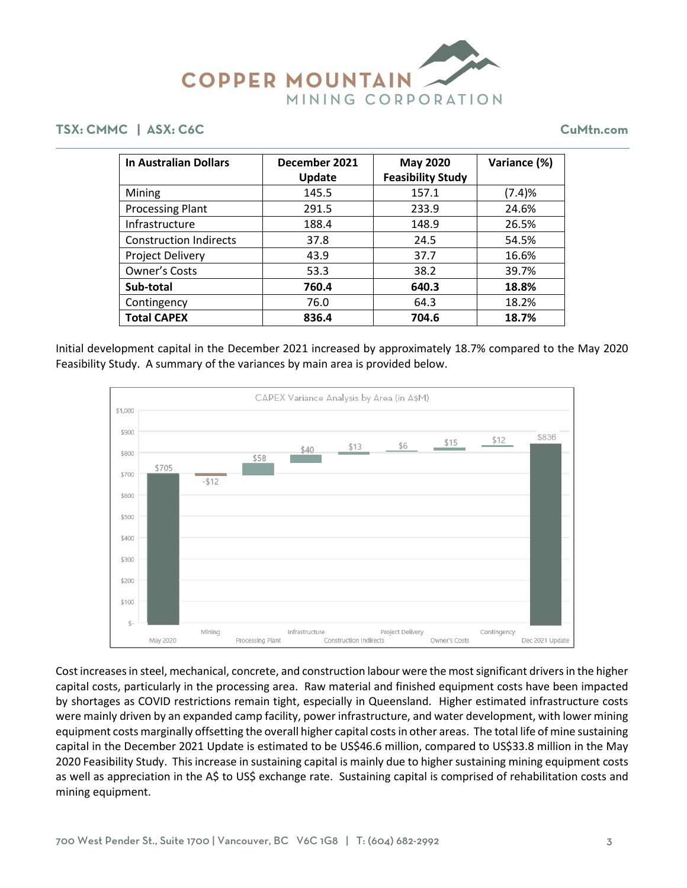| In Australian Dollars | December 2021 Update | May 2020 Feasibility Study | Variance (%) |
|---|---|---|---|
| Mining | 145.5 | 157.1 | (7.4)% |
| Processing Plant | 291.5 | 233.9 | 24.6% |
| Infrastructure | 188.4 | 148.9 | 26.5% |
| Construction Indirects | 37.8 | 24.5 | 54.5% |
| Project Delivery | 43.9 | 37.7 | 16.6% |
| Owner's Costs | 53.3 | 38.2 | 39.7% |
| **Sub-total** | **760.4** | **640.3** | **18.8%** |
| Contingency | 76.0 | 64.3 | 18.2% |
| **Total CAPEX** | **836.4** | **704.6** | **18.7%** |

Initial development capital in the December 2021 increased by approximately 18.7% compared to the May 2020 Feasibility Study. A summary of the variances by main area is provided below.

CAPEX Variance Analysis by Area (in A$M)

Cost increases in steel, mechanical, concrete, and construction labour were the most significant drivers in the higher capital costs, particularly in the processing area. Raw material and finished equipment costs have been impacted by shortages as COVID restrictions remain tight, especially in Queensland. Higher estimated infrastructure costs were mainly driven by an expanded camp facility, power infrastructure, and water development, with lower mining equipment costs marginally offsetting the overall higher capital costs in other areas. The total life of mine sustaining capital in the December 2021 Update is estimated to be US$46.6 million, compared to US$33.8 million in the May 2020 Feasibility Study. This increase in sustaining capital is mainly due to higher sustaining mining equipment costs as well as appreciation in the A$ to US$ exchange rate. Sustaining capital is comprised of rehabilitation costs and mining equipment.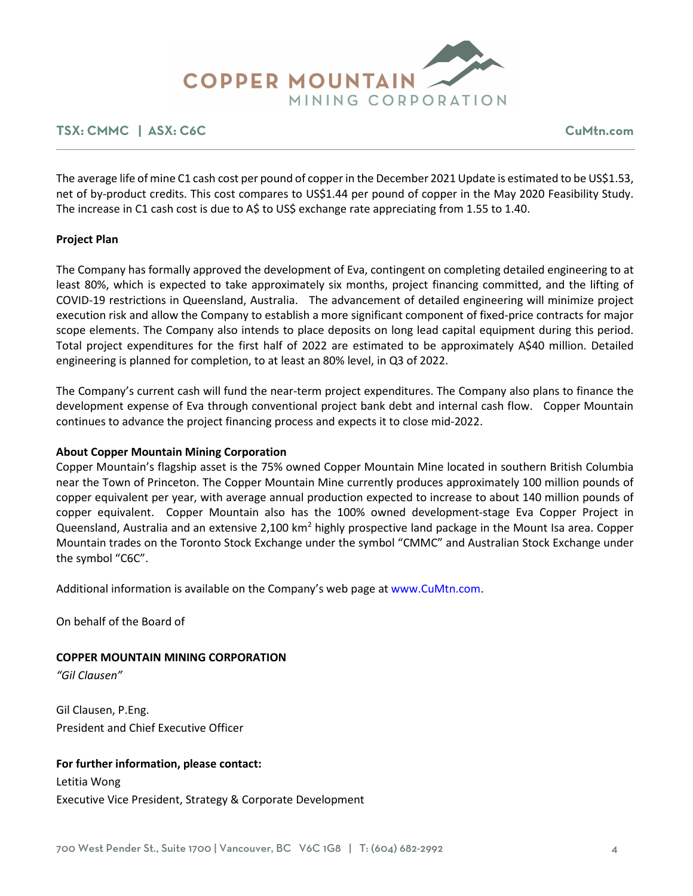The average life of mine C1 cash cost per pound of copper in the December 2021 Update is estimated to be US$1.53, net of by-product credits. This cost compares to US$1.44 per pound of copper in the May 2020 Feasibility Study. The increase in C1 cash cost is due to A$ to US$ exchange rate appreciating from 1.55 to 1.40.

**Project Plan**

The Company has formally approved the development of Eva, contingent on completing detailed engineering to at least 80%, which is expected to take approximately six months, project financing committed, and the lifting of COVID-19 restrictions in Queensland, Australia. The advancement of detailed engineering will minimize project execution risk and allow the Company to establish a more significant component of fixed-price contracts for major scope elements. The Company also intends to place deposits on long lead capital equipment during this period. Total project expenditures for the first half of 2022 are estimated to be approximately A$40 million. Detailed engineering is planned for completion, to at least an 80% level, in Q3 of 2022.

The Company's current cash will fund the near-term project expenditures. The Company also plans to finance the development expense of Eva through conventional project bank debt and internal cash flow. Copper Mountain continues to advance the project financing process and expects it to close mid-2022.

**About Copper Mountain Mining Corporation**

Copper Mountain's flagship asset is the 75% owned Copper Mountain Mine located in southern British Columbia near the Town of Princeton. The Copper Mountain Mine currently produces approximately 100 million pounds of copper equivalent per year, with average annual production expected to increase to about 140 million pounds of copper equivalent. Copper Mountain also has the 100% owned development-stage Eva Copper Project in Queensland, Australia and an extensive 2,100 $km^2$ highly prospective land package in the Mount Isa area. Copper Mountain trades on the Toronto Stock Exchange under the symbol "CMMC" and Australian Stock Exchange under the symbol "C6C".

Additional information is available on the Company's web page at www.CuMtn.com.

On behalf of the Board of

**COPPER MOUNTAIN MINING CORPORATION**

*"Gil Clausen"*

Gil Clausen, P.Eng.
President and Chief Executive Officer

**For further information, please contact:**

Letitia Wong
Executive Vice President, Strategy & Corporate Development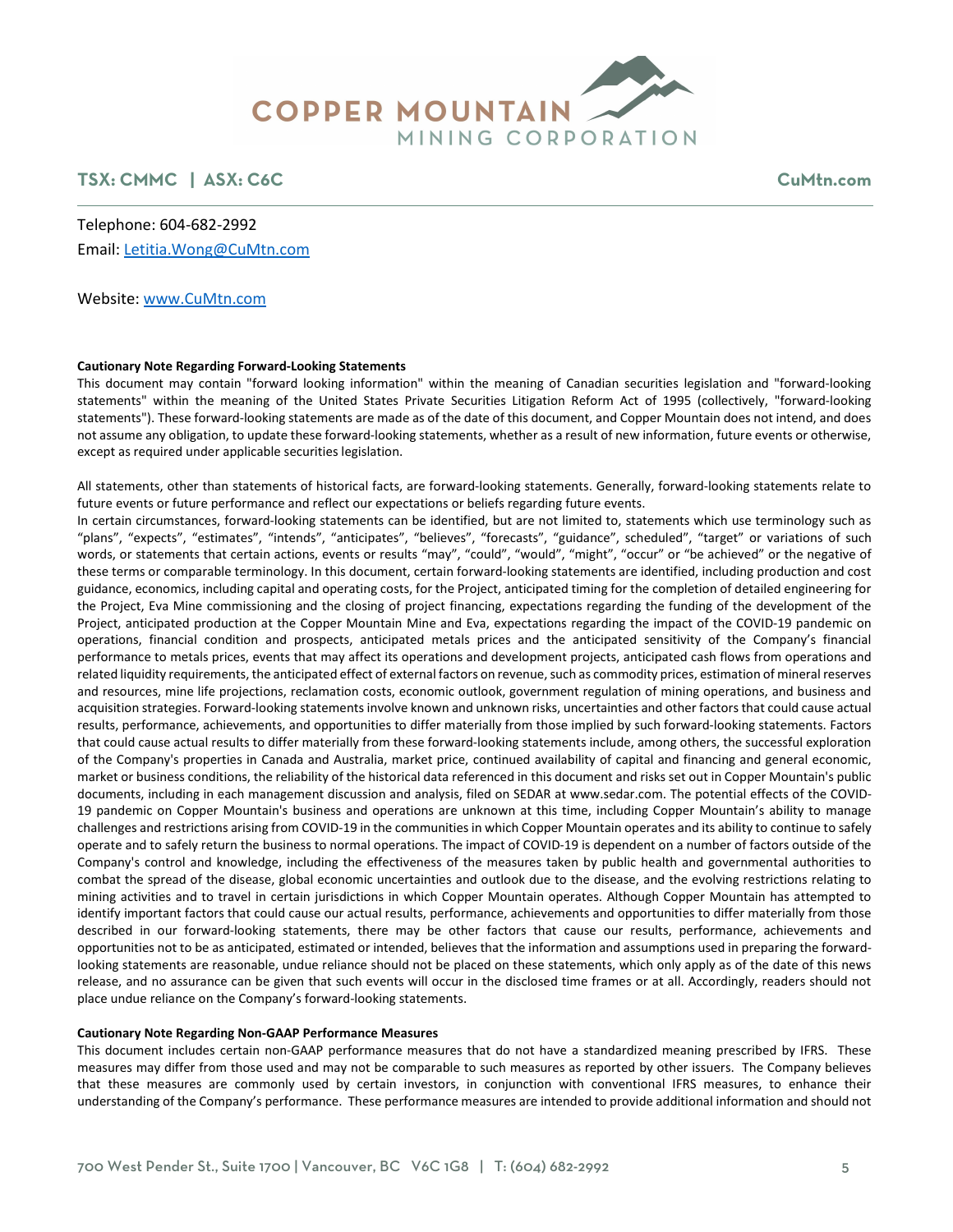Telephone: 604-682-2992
Email: [Letitia.Wong@CuMtn.com](mailto:Letitia.Wong@CuMtn.com)

Website: [www.CuMtn.com](http://www.CuMtn.com)

**Cautionary Note Regarding Forward-Looking Statements**

This document may contain "forward looking information" within the meaning of Canadian securities legislation and "forward-looking statements" within the meaning of the United States Private Securities Litigation Reform Act of 1995 (collectively, "forward-looking statements"). These forward-looking statements are made as of the date of this document, and Copper Mountain does not intend, and does not assume any obligation, to update these forward-looking statements, whether as a result of new information, future events or otherwise, except as required under applicable securities legislation.

All statements, other than statements of historical facts, are forward-looking statements. Generally, forward-looking statements relate to future events or future performance and reflect our expectations or beliefs regarding future events.
In certain circumstances, forward-looking statements can be identified, but are not limited to, statements which use terminology such as "plans", "expects", "estimates", "intends", "anticipates", "believes", "forecasts", "guidance", scheduled", "target" or variations of such words, or statements that certain actions, events or results "may", "could", "would", "might", "occur" or "be achieved" or the negative of these terms or comparable terminology. In this document, certain forward-looking statements are identified, including production and cost guidance, economics, including capital and operating costs, for the Project, anticipated timing for the completion of detailed engineering for the Project, Eva Mine commissioning and the closing of project financing, expectations regarding the funding of the development of the Project, anticipated production at the Copper Mountain Mine and Eva, expectations regarding the impact of the COVID-19 pandemic on operations, financial condition and prospects, anticipated metals prices and the anticipated sensitivity of the Company's financial performance to metals prices, events that may affect its operations and development projects, anticipated cash flows from operations and related liquidity requirements, the anticipated effect of external factors on revenue, such as commodity prices, estimation of mineral reserves and resources, mine life projections, reclamation costs, economic outlook, government regulation of mining operations, and business and acquisition strategies. Forward-looking statements involve known and unknown risks, uncertainties and other factors that could cause actual results, performance, achievements, and opportunities to differ materially from those implied by such forward-looking statements. Factors that could cause actual results to differ materially from these forward-looking statements include, among others, the successful exploration of the Company's properties in Canada and Australia, market price, continued availability of capital and financing and general economic, market or business conditions, the reliability of the historical data referenced in this document and risks set out in Copper Mountain's public documents, including in each management discussion and analysis, filed on SEDAR at www.sedar.com. The potential effects of the COVID-19 pandemic on Copper Mountain's business and operations are unknown at this time, including Copper Mountain's ability to manage challenges and restrictions arising from COVID-19 in the communities in which Copper Mountain operates and its ability to continue to safely operate and to safely return the business to normal operations. The impact of COVID-19 is dependent on a number of factors outside of the Company's control and knowledge, including the effectiveness of the measures taken by public health and governmental authorities to combat the spread of the disease, global economic uncertainties and outlook due to the disease, and the evolving restrictions relating to mining activities and to travel in certain jurisdictions in which Copper Mountain operates. Although Copper Mountain has attempted to identify important factors that could cause our actual results, performance, achievements and opportunities to differ materially from those described in our forward-looking statements, there may be other factors that cause our results, performance, achievements and opportunities not to be as anticipated, estimated or intended, believes that the information and assumptions used in preparing the forward-looking statements are reasonable, undue reliance should not be placed on these statements, which only apply as of the date of this news release, and no assurance can be given that such events will occur in the disclosed time frames or at all. Accordingly, readers should not place undue reliance on the Company's forward-looking statements.

**Cautionary Note Regarding Non-GAAP Performance Measures**

This document includes certain non-GAAP performance measures that do not have a standardized meaning prescribed by IFRS. These measures may differ from those used and may not be comparable to such measures as reported by other issuers. The Company believes that these measures are commonly used by certain investors, in conjunction with conventional IFRS measures, to enhance their understanding of the Company's performance. These performance measures are intended to provide additional information and should not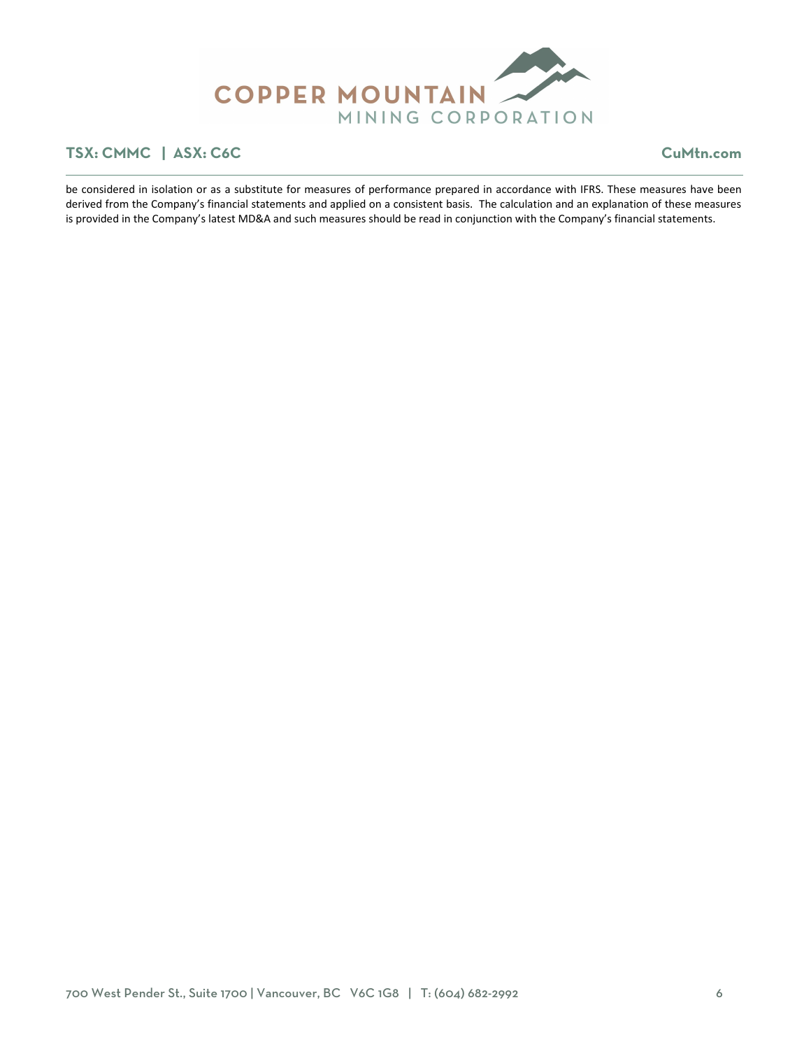be considered in isolation or as a substitute for measures of performance prepared in accordance with IFRS. These measures have been derived from the Company's financial statements and applied on a consistent basis. The calculation and an explanation of these measures is provided in the Company's latest MD&A and such measures should be read in conjunction with the Company's financial statements.